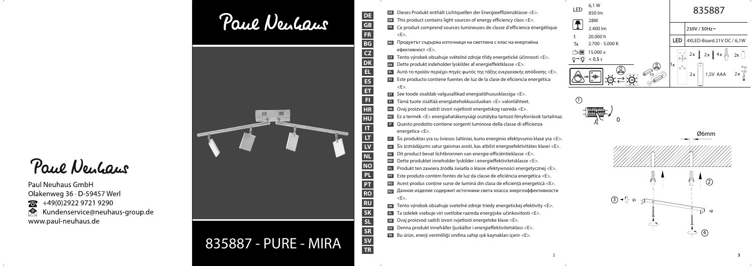Paul Neuhaus

Paul Neuhaus GmbH
Olakenweg 36 · D-59457 Werl
+49(0)2922 9721 9290
Kundenservice@neuhaus-group.de
www.paul-neuhaus.de

Paul Neuhaus

# 835887 - PURE - MIRA

DE GB FR BG CZ DK EL ES ET FI HR HU IT LT LV NL NO PL PT RO RU SK SL SR SV TR

- **DE** Dieses Produkt enthält Lichtquellen der Energieeffizienzklasse <E>.
- **GB** This product contains light sources of energy efficiency class <E>.
- **FR** Ce produit comprend sources lumineuses de classe d'efficience énergétique <E>.
- **BG** Продуктът съдържа източници на светлина с клас на енергийна ефективност <E>.
- **CZ** Tento výrobek obsahuje světelné zdroje třídy energetické účinnosti <E>.
- **DK** Dette produkt indeholder lyskilder af energieffektklasse <E>.
- **EL** Αυτό το προϊόν περιέχει πηγές φωτός της τάξης ενεργειακής απόδοσης <E>.
- **ES** Este producto contiene fuentes de luz de la clase de eficiencia energética <E>.
- **ET** See toode sisaldab valgusallikad energiatõhusustklassiga <E>.
- **FI** Tämä tuote sisältää energiatehokkuusluokan <E> valonlähteet.
- **HR** Ovaj proizvod sadrži izvori svjetlosti energetskog razreda <E>.
- **HU** Ez a termék <E> energiahatákonysági osztályba tartozó fényforrások tartalmaz.
- **IT** Questo prodotto contiene sorgenti luminose della classe di efficienza energetica <E>.
- **LT** Šis produktas yra su šviesos šaltiniai, kurio energinio efektyvumo klasė yra <E>.
- **LV** Šis izstrādājums satur gaismas avoti, kas atbilst energoefektivitātes klasei <E>.
- **NL** Dit product bevat lichtbronnen van energie-efficiëntieklasse <E>.
- **NO** Dette produktet inneholder lyskilder i energieffektivitetsklasse <E>.
- **PL** Produkt ten zawiera źródła światła o klasie efektywności energetycznej <E>.
- **PT** Este produto contém fontes de luz da classe de eficiência energética <E>.
- **RO** Acest produs conține surse de lumină din clasa de eficiență energetică <E>.
- **RU** Данное изделие содержит источники света класса энергоэффективности <E>.
- **SK** Tento výrobok obsahuje svetelné zdroje triedy energetickej efektivity <E>.
- **SL** Ta izdelek vsebuje viri svetlobe razreda energijske učinkovitosti <E>.
- **SR** Ovaj proizvod sadrži izvori svjetlosti energetske klase <E>.
- **SV** Denna produkt innehåller ljuskällor i energieffektivitetsklass <E>.
- **TR** Bu ürün, enerji verimliliği sınıfına sahip ışık kaynakları içerir <E>.

| | |
|---|---|
| LED | 6,1 W<br>850 lm |
| | 28W<br>2.400 lm |
| t | 20.000 h |
| Tk | 2.700 - 5.000 K |
| | 15.000 x |
| | < 0,5 s |

# 835887

| | |
|---|---|
| | 230V / 50Hz~ |
| LED | 4XLED-Board 21V DC / 6,1W |

1x 2x 2x 4x 2x

2x 1,5V AAA 2x

① 0

Ø6mm

② ③ ④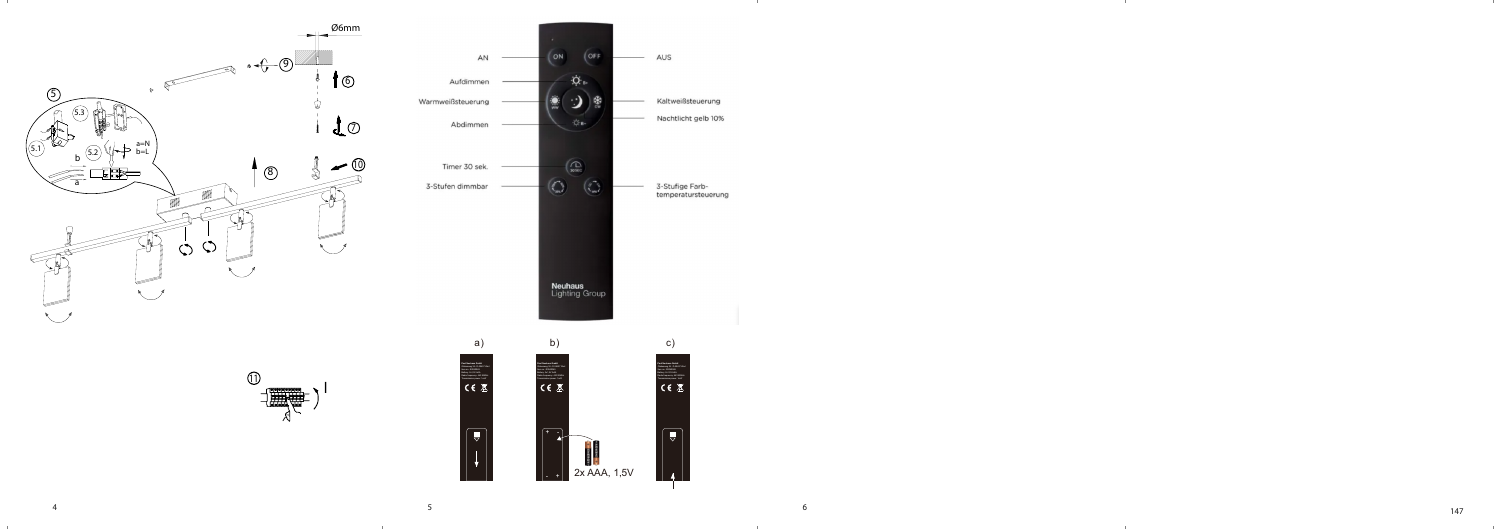Ø6mm

⑨ ⑥ ⑦ ⑤ 5.3 5.1 5.2 a=N b=L b a ⑧ ⑩

⑪

AN

Aufdimmen

Warmweißsteuerung

Abdimmen

Timer 30 sek.

3-Stufen dimmbar

AUS

Kaltweißsteuerung

Nachtlicht gelb 10%

3-Stufige Farbtemperatursteuerung

Neuhaus Lighting Group

a) b) c)

2x AAA, 1,5V